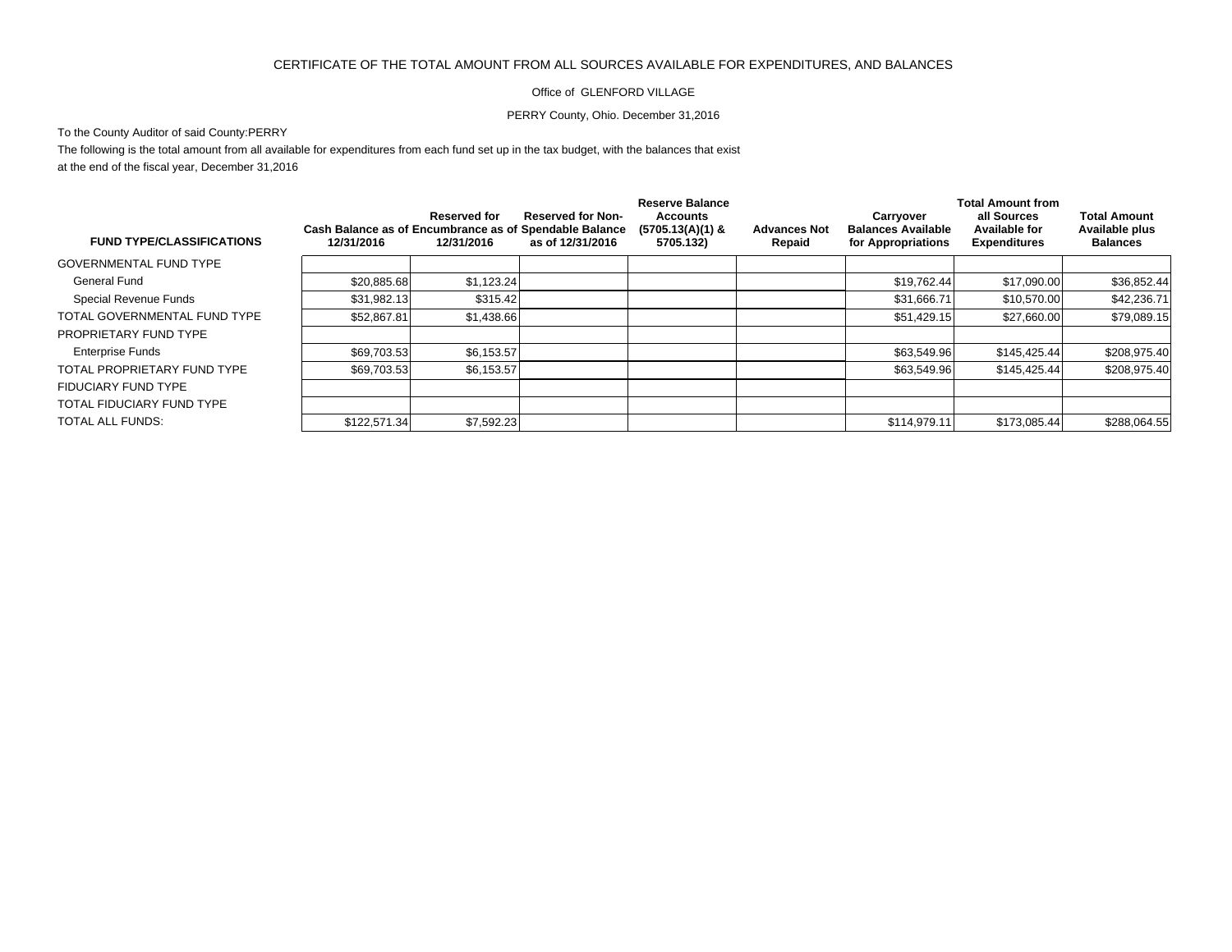CERTIFICATE OF THE TOTAL AMOUNT FROM ALL SOURCES AVAILABLE FOR EXPENDITURES, AND BALANCES

Office of GLENFORD VILLAGE

PERRY County, Ohio. December 31,2016

To the County Auditor of said County:PERRY

The following is the total amount from all available for expenditures from each fund set up in the tax budget, with the balances that exist at the end of the fiscal year, December 31,2016

| FUND TYPE/CLASSIFICATIONS | Cash Balance as of 12/31/2016 | Reserved for Encumbrance as of 12/31/2016 | Reserved for Non-Spendable Balance as of 12/31/2016 | Reserve Balance Accounts (5705.13(A)(1) & 5705.132) | Advances Not Repaid | Carryover Balances Available for Appropriations | Total Amount from all Sources Available for Expenditures | Total Amount Available plus Balances |
|---|---|---|---|---|---|---|---|---|
| GOVERNMENTAL FUND TYPE | | | | | | | | |
| General Fund | $20,885.68 | $1,123.24 | | | | $19,762.44 | $17,090.00 | $36,852.44 |
| Special Revenue Funds | $31,982.13 | $315.42 | | | | $31,666.71 | $10,570.00 | $42,236.71 |
| TOTAL GOVERNMENTAL FUND TYPE | $52,867.81 | $1,438.66 | | | | $51,429.15 | $27,660.00 | $79,089.15 |
| PROPRIETARY FUND TYPE | | | | | | | | |
| Enterprise Funds | $69,703.53 | $6,153.57 | | | | $63,549.96 | $145,425.44 | $208,975.40 |
| TOTAL PROPRIETARY FUND TYPE | $69,703.53 | $6,153.57 | | | | $63,549.96 | $145,425.44 | $208,975.40 |
| FIDUCIARY FUND TYPE | | | | | | | | |
| TOTAL FIDUCIARY FUND TYPE | | | | | | | | |
| TOTAL ALL FUNDS: | $122,571.34 | $7,592.23 | | | | $114,979.11 | $173,085.44 | $288,064.55 |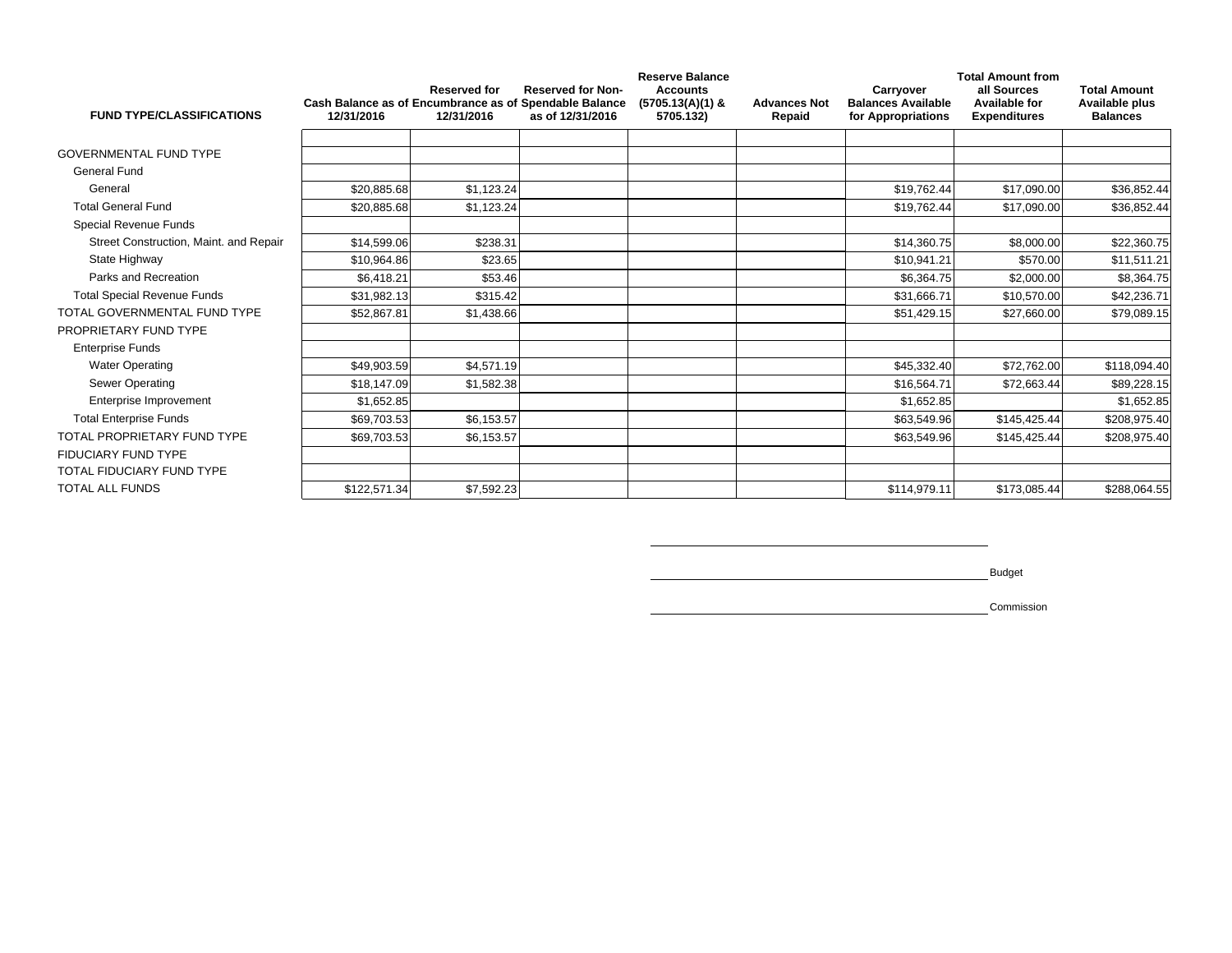| FUND TYPE/CLASSIFICATIONS | Cash Balance as of 12/31/2016 | Reserved for Encumbrance as of 12/31/2016 | Reserved for Non-Spendable Balance as of 12/31/2016 | Reserve Balance Accounts (5705.13(A)(1) & 5705.132) | Advances Not Repaid | Carryover Balances Available for Appropriations | Total Amount from all Sources Available for Expenditures | Total Amount Available plus Balances |
|---|---|---|---|---|---|---|---|---|
| GOVERNMENTAL FUND TYPE | | | | | | | | |
| General Fund | | | | | | | | |
| General | $20,885.68 | $1,123.24 | | | | $19,762.44 | $17,090.00 | $36,852.44 |
| Total General Fund | $20,885.68 | $1,123.24 | | | | $19,762.44 | $17,090.00 | $36,852.44 |
| Special Revenue Funds | | | | | | | | |
| Street Construction, Maint. and Repair | $14,599.06 | $238.31 | | | | $14,360.75 | $8,000.00 | $22,360.75 |
| State Highway | $10,964.86 | $23.65 | | | | $10,941.21 | $570.00 | $11,511.21 |
| Parks and Recreation | $6,418.21 | $53.46 | | | | $6,364.75 | $2,000.00 | $8,364.75 |
| Total Special Revenue Funds | $31,982.13 | $315.42 | | | | $31,666.71 | $10,570.00 | $42,236.71 |
| TOTAL GOVERNMENTAL FUND TYPE | $52,867.81 | $1,438.66 | | | | $51,429.15 | $27,660.00 | $79,089.15 |
| PROPRIETARY FUND TYPE | | | | | | | | |
| Enterprise Funds | | | | | | | | |
| Water Operating | $49,903.59 | $4,571.19 | | | | $45,332.40 | $72,762.00 | $118,094.40 |
| Sewer Operating | $18,147.09 | $1,582.38 | | | | $16,564.71 | $72,663.44 | $89,228.15 |
| Enterprise Improvement | $1,652.85 | | | | | $1,652.85 | | $1,652.85 |
| Total Enterprise Funds | $69,703.53 | $6,153.57 | | | | $63,549.96 | $145,425.44 | $208,975.40 |
| TOTAL PROPRIETARY FUND TYPE | $69,703.53 | $6,153.57 | | | | $63,549.96 | $145,425.44 | $208,975.40 |
| FIDUCIARY FUND TYPE | | | | | | | | |
| TOTAL FIDUCIARY FUND TYPE | | | | | | | | |
| TOTAL ALL FUNDS | $122,571.34 | $7,592.23 | | | | $114,979.11 | $173,085.44 | $288,064.55 |

\_\_\_\_\_\_\_\_\_\_\_\_\_\_\_\_\_\_\_\_\_\_\_\_\_\_\_\_\_\_\_\_\_\_\_\_\_\_\_\_

\_\_\_\_\_\_\_\_\_\_\_\_\_\_\_\_\_\_\_\_\_\_\_\_\_\_\_\_\_\_\_\_\_\_\_\_\_\_\_\_ Budget

\_\_\_\_\_\_\_\_\_\_\_\_\_\_\_\_\_\_\_\_\_\_\_\_\_\_\_\_\_\_\_\_\_\_\_\_\_\_\_\_ Commission